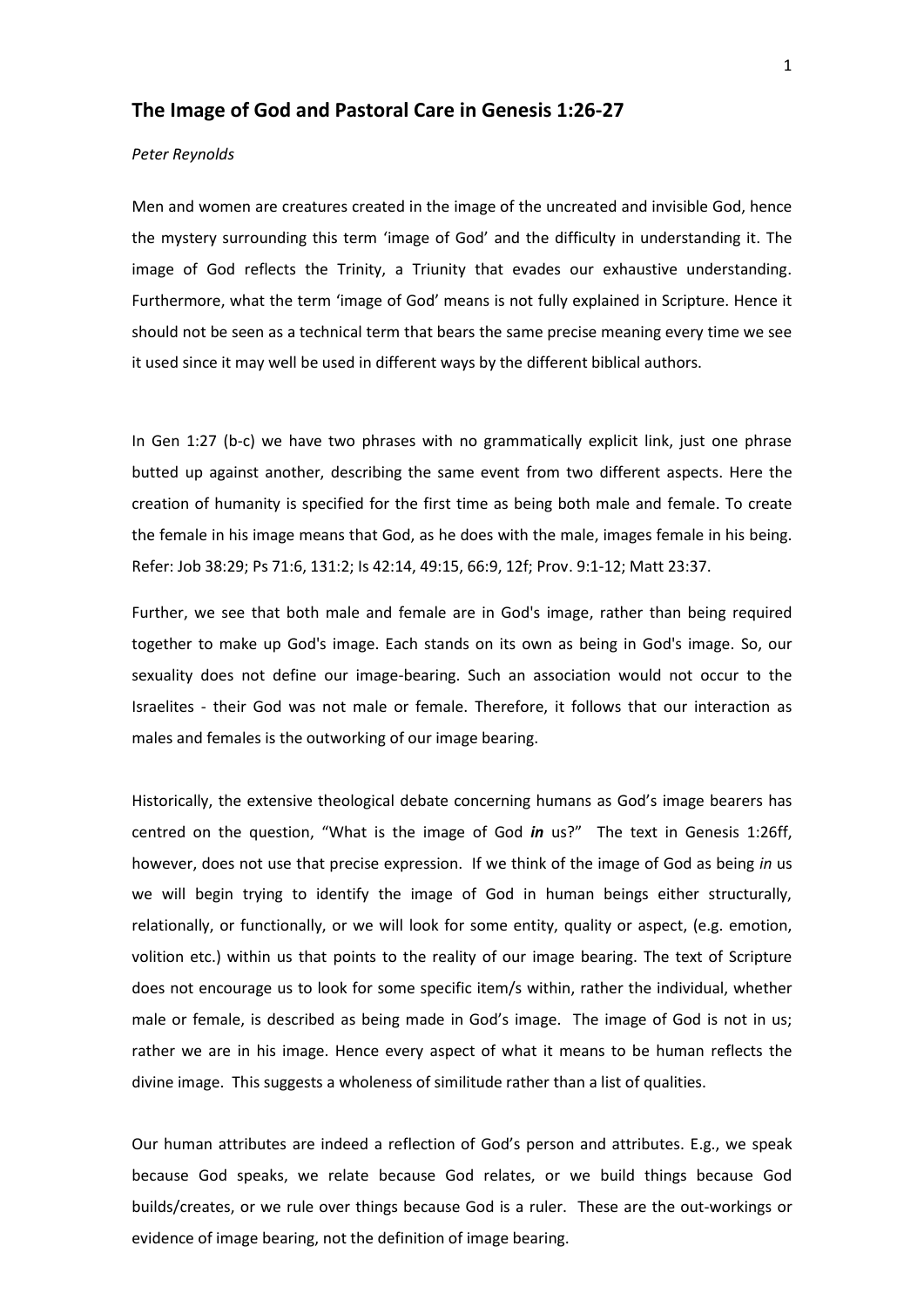## The Image of God and Pastoral Care in Genesis 1:26-27

*Peter Reynolds*

Men and women are creatures created in the image of the uncreated and invisible God, hence the mystery surrounding this term 'image of God' and the difficulty in understanding it. The image of God reflects the Trinity, a Triunity that evades our exhaustive understanding. Furthermore, what the term 'image of God' means is not fully explained in Scripture. Hence it should not be seen as a technical term that bears the same precise meaning every time we see it used since it may well be used in different ways by the different biblical authors.

In Gen 1:27 (b-c) we have two phrases with no grammatically explicit link, just one phrase butted up against another, describing the same event from two different aspects. Here the creation of humanity is specified for the first time as being both male and female. To create the female in his image means that God, as he does with the male, images female in his being. Refer: Job 38:29; Ps 71:6, 131:2; Is 42:14, 49:15, 66:9, 12f; Prov. 9:1-12; Matt 23:37.

Further, we see that both male and female are in God's image, rather than being required together to make up God's image. Each stands on its own as being in God's image. So, our sexuality does not define our image-bearing. Such an association would not occur to the Israelites - their God was not male or female. Therefore, it follows that our interaction as males and females is the outworking of our image bearing.

Historically, the extensive theological debate concerning humans as God's image bearers has centred on the question, "What is the image of God ***in*** us?" The text in Genesis 1:26ff, however, does not use that precise expression. If we think of the image of God as being *in* us we will begin trying to identify the image of God in human beings either structurally, relationally, or functionally, or we will look for some entity, quality or aspect, (e.g. emotion, volition etc.) within us that points to the reality of our image bearing. The text of Scripture does not encourage us to look for some specific item/s within, rather the individual, whether male or female, is described as being made in God's image. The image of God is not in us; rather we are in his image. Hence every aspect of what it means to be human reflects the divine image. This suggests a wholeness of similitude rather than a list of qualities.

Our human attributes are indeed a reflection of God's person and attributes. E.g., we speak because God speaks, we relate because God relates, or we build things because God builds/creates, or we rule over things because God is a ruler. These are the out-workings or evidence of image bearing, not the definition of image bearing.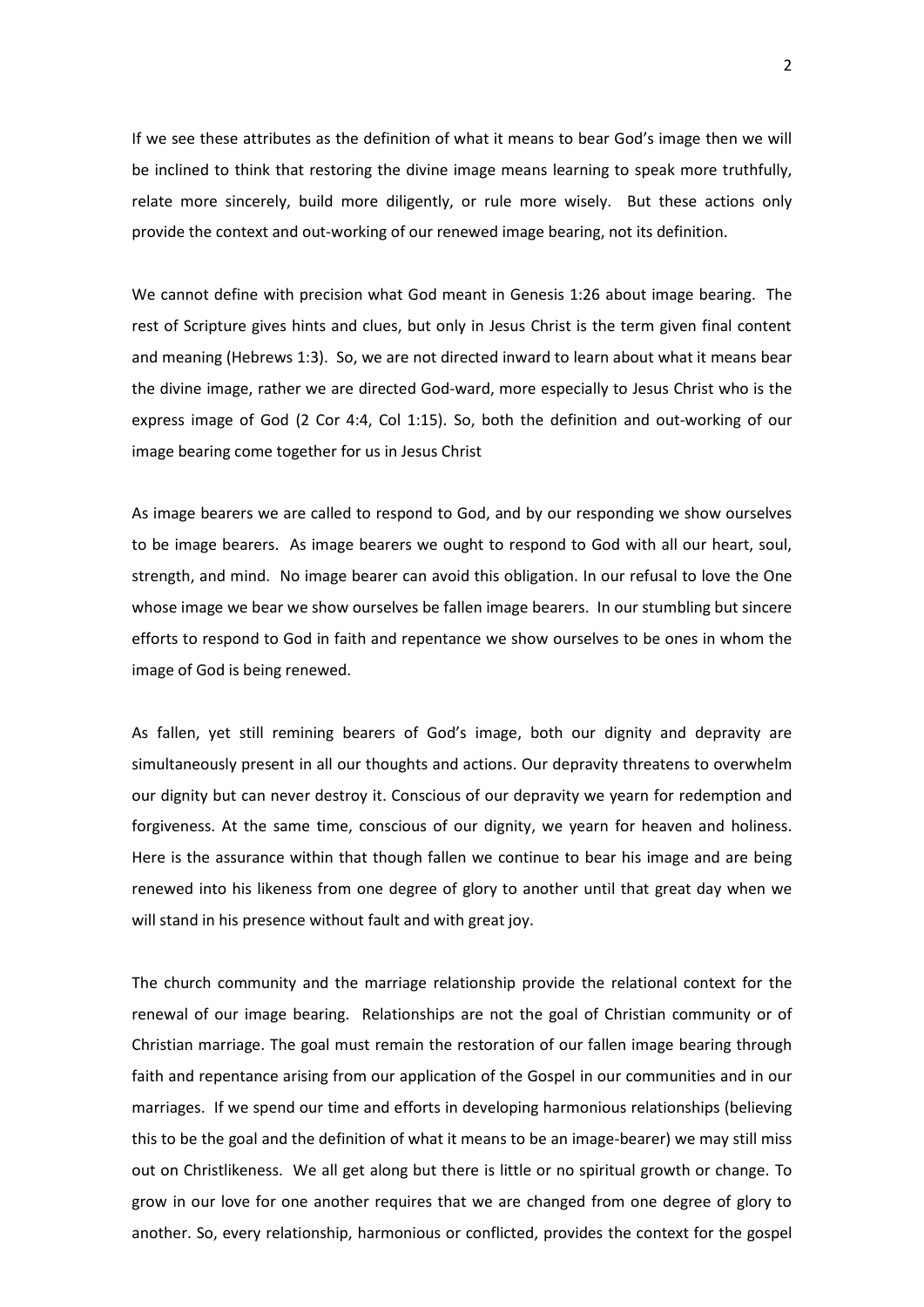If we see these attributes as the definition of what it means to bear God's image then we will be inclined to think that restoring the divine image means learning to speak more truthfully, relate more sincerely, build more diligently, or rule more wisely. But these actions only provide the context and out-working of our renewed image bearing, not its definition.

We cannot define with precision what God meant in Genesis 1:26 about image bearing. The rest of Scripture gives hints and clues, but only in Jesus Christ is the term given final content and meaning (Hebrews 1:3). So, we are not directed inward to learn about what it means bear the divine image, rather we are directed God-ward, more especially to Jesus Christ who is the express image of God (2 Cor 4:4, Col 1:15). So, both the definition and out-working of our image bearing come together for us in Jesus Christ

As image bearers we are called to respond to God, and by our responding we show ourselves to be image bearers. As image bearers we ought to respond to God with all our heart, soul, strength, and mind. No image bearer can avoid this obligation. In our refusal to love the One whose image we bear we show ourselves be fallen image bearers. In our stumbling but sincere efforts to respond to God in faith and repentance we show ourselves to be ones in whom the image of God is being renewed.

As fallen, yet still remining bearers of God's image, both our dignity and depravity are simultaneously present in all our thoughts and actions. Our depravity threatens to overwhelm our dignity but can never destroy it. Conscious of our depravity we yearn for redemption and forgiveness. At the same time, conscious of our dignity, we yearn for heaven and holiness. Here is the assurance within that though fallen we continue to bear his image and are being renewed into his likeness from one degree of glory to another until that great day when we will stand in his presence without fault and with great joy.

The church community and the marriage relationship provide the relational context for the renewal of our image bearing. Relationships are not the goal of Christian community or of Christian marriage. The goal must remain the restoration of our fallen image bearing through faith and repentance arising from our application of the Gospel in our communities and in our marriages. If we spend our time and efforts in developing harmonious relationships (believing this to be the goal and the definition of what it means to be an image-bearer) we may still miss out on Christlikeness. We all get along but there is little or no spiritual growth or change. To grow in our love for one another requires that we are changed from one degree of glory to another. So, every relationship, harmonious or conflicted, provides the context for the gospel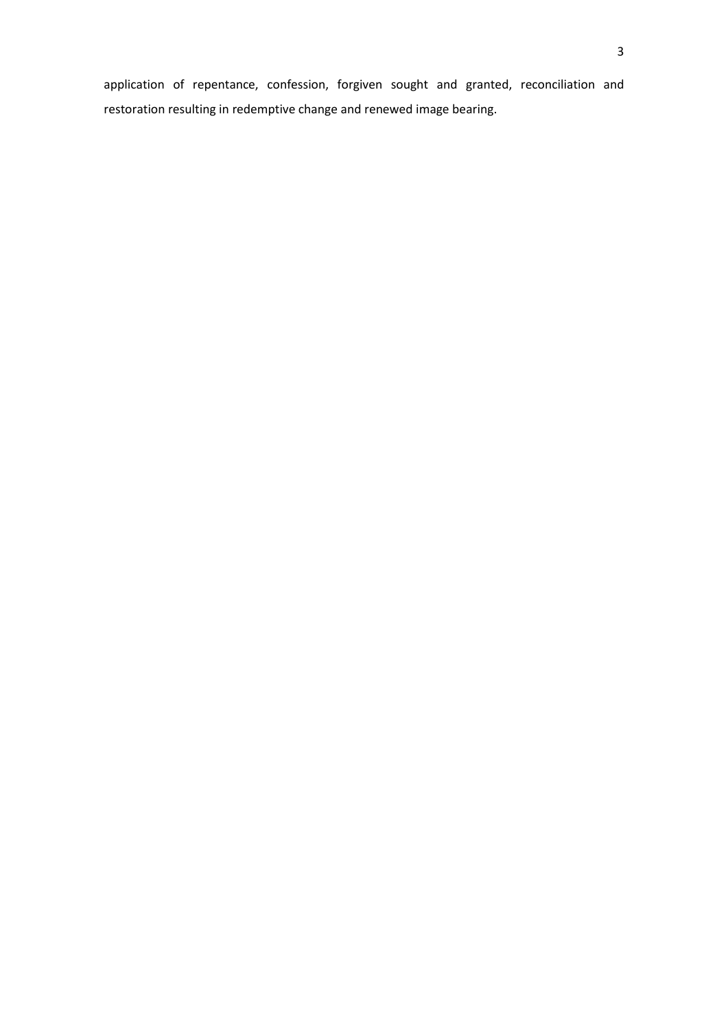application of repentance, confession, forgiven sought and granted, reconciliation and restoration resulting in redemptive change and renewed image bearing.